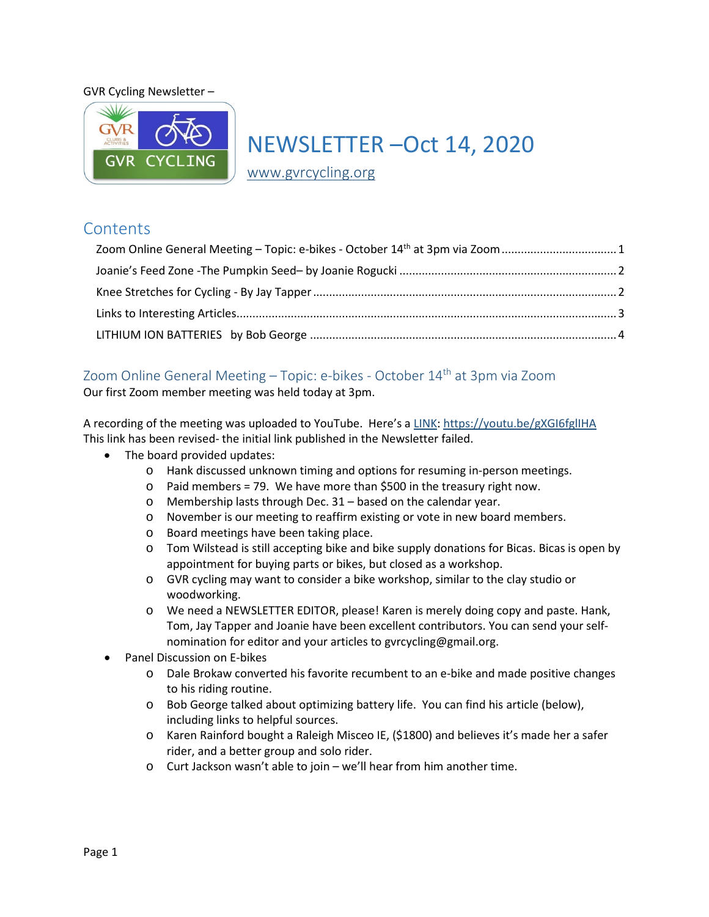GVR Cycling Newsletter –

# NEWSLETTER –Oct 14, 2020

[www.gvrcycling.org](http://www.gvrcycling.org)

## Contents

- Zoom Online General Meeting – Topic: e-bikes - October 14th at 3pm via Zoom ..... 1
- Joanie's Feed Zone -The Pumpkin Seed– by Joanie Rogucki ..... 2
- Knee Stretches for Cycling - By Jay Tapper ..... 2
- Links to Interesting Articles ..... 3
- LITHIUM ION BATTERIES by Bob George ..... 4

## Zoom Online General Meeting – Topic: e-bikes - October 14th at 3pm via Zoom

Our first Zoom member meeting was held today at 3pm.

A recording of the meeting was uploaded to YouTube. Here's a LINK: https://youtu.be/gXGI6fglIHA
This link has been revised- the initial link published in the Newsletter failed.

- The board provided updates:
  - Hank discussed unknown timing and options for resuming in-person meetings.
  - Paid members = 79. We have more than $500 in the treasury right now.
  - Membership lasts through Dec. 31 – based on the calendar year.
  - November is our meeting to reaffirm existing or vote in new board members.
  - Board meetings have been taking place.
  - Tom Wilstead is still accepting bike and bike supply donations for Bicas. Bicas is open by appointment for buying parts or bikes, but closed as a workshop.
  - GVR cycling may want to consider a bike workshop, similar to the clay studio or woodworking.
  - We need a NEWSLETTER EDITOR, please! Karen is merely doing copy and paste. Hank, Tom, Jay Tapper and Joanie have been excellent contributors. You can send your self-nomination for editor and your articles to gvrcycling@gmail.org.
- Panel Discussion on E-bikes
  - Dale Brokaw converted his favorite recumbent to an e-bike and made positive changes to his riding routine.
  - Bob George talked about optimizing battery life. You can find his article (below), including links to helpful sources.
  - Karen Rainford bought a Raleigh Misceo IE, ($1800) and believes it's made her a safer rider, and a better group and solo rider.
  - Curt Jackson wasn't able to join – we'll hear from him another time.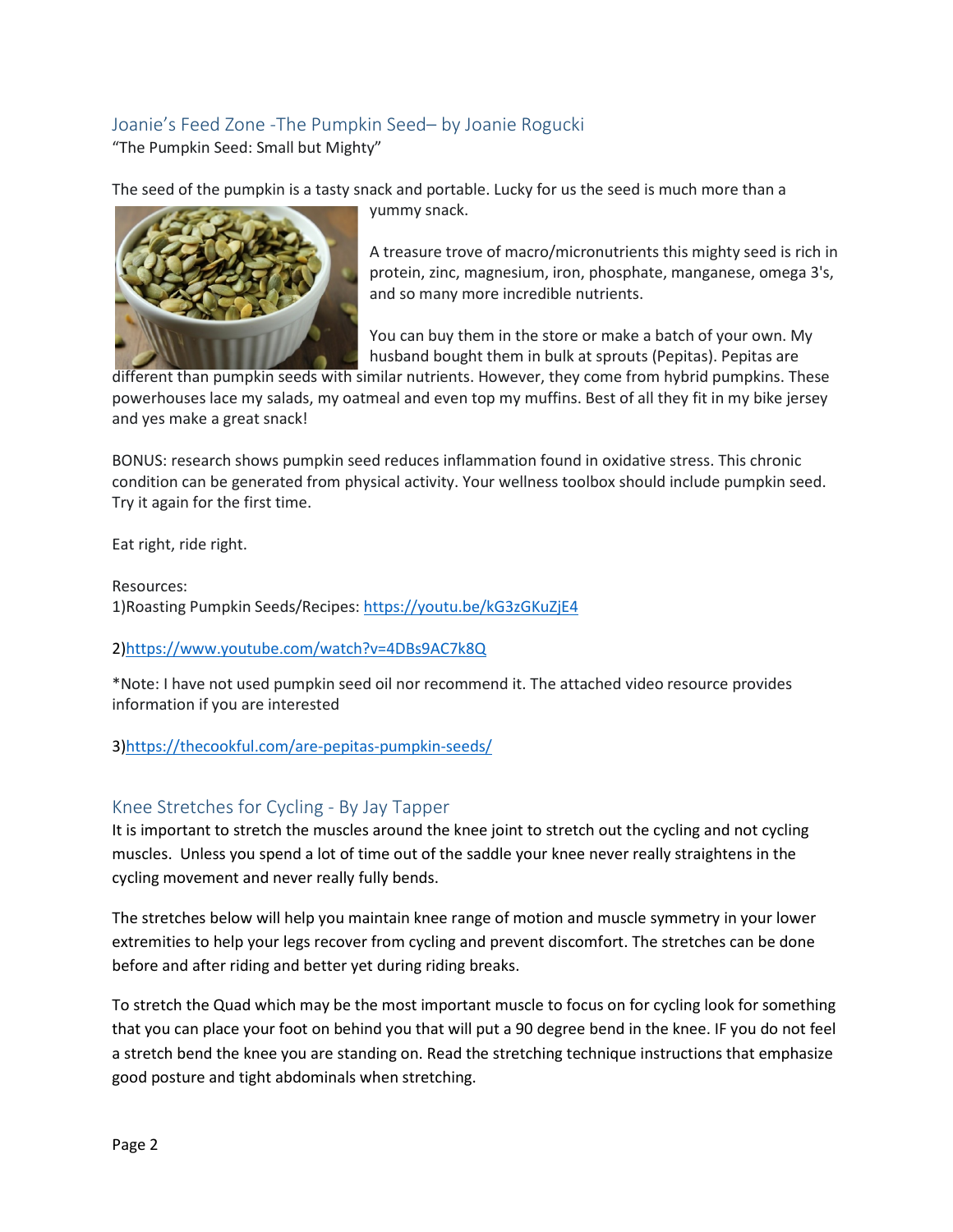## Joanie's Feed Zone -The Pumpkin Seed– by Joanie Rogucki

"The Pumpkin Seed: Small but Mighty"

The seed of the pumpkin is a tasty snack and portable. Lucky for us the seed is much more than a yummy snack.

A treasure trove of macro/micronutrients this mighty seed is rich in protein, zinc, magnesium, iron, phosphate, manganese, omega 3's, and so many more incredible nutrients.

You can buy them in the store or make a batch of your own. My husband bought them in bulk at sprouts (Pepitas). Pepitas are different than pumpkin seeds with similar nutrients. However, they come from hybrid pumpkins. These powerhouses lace my salads, my oatmeal and even top my muffins. Best of all they fit in my bike jersey and yes make a great snack!

BONUS: research shows pumpkin seed reduces inflammation found in oxidative stress. This chronic condition can be generated from physical activity. Your wellness toolbox should include pumpkin seed. Try it again for the first time.

Eat right, ride right.

Resources:
1)Roasting Pumpkin Seeds/Recipes: https://youtu.be/kG3zGKuZjE4

2)https://www.youtube.com/watch?v=4DBs9AC7k8Q

*Note: I have not used pumpkin seed oil nor recommend it. The attached video resource provides information if you are interested

3)https://thecookful.com/are-pepitas-pumpkin-seeds/

## Knee Stretches for Cycling - By Jay Tapper

It is important to stretch the muscles around the knee joint to stretch out the cycling and not cycling muscles. Unless you spend a lot of time out of the saddle your knee never really straightens in the cycling movement and never really fully bends.

The stretches below will help you maintain knee range of motion and muscle symmetry in your lower extremities to help your legs recover from cycling and prevent discomfort. The stretches can be done before and after riding and better yet during riding breaks.

To stretch the Quad which may be the most important muscle to focus on for cycling look for something that you can place your foot on behind you that will put a 90 degree bend in the knee. IF you do not feel a stretch bend the knee you are standing on. Read the stretching technique instructions that emphasize good posture and tight abdominals when stretching.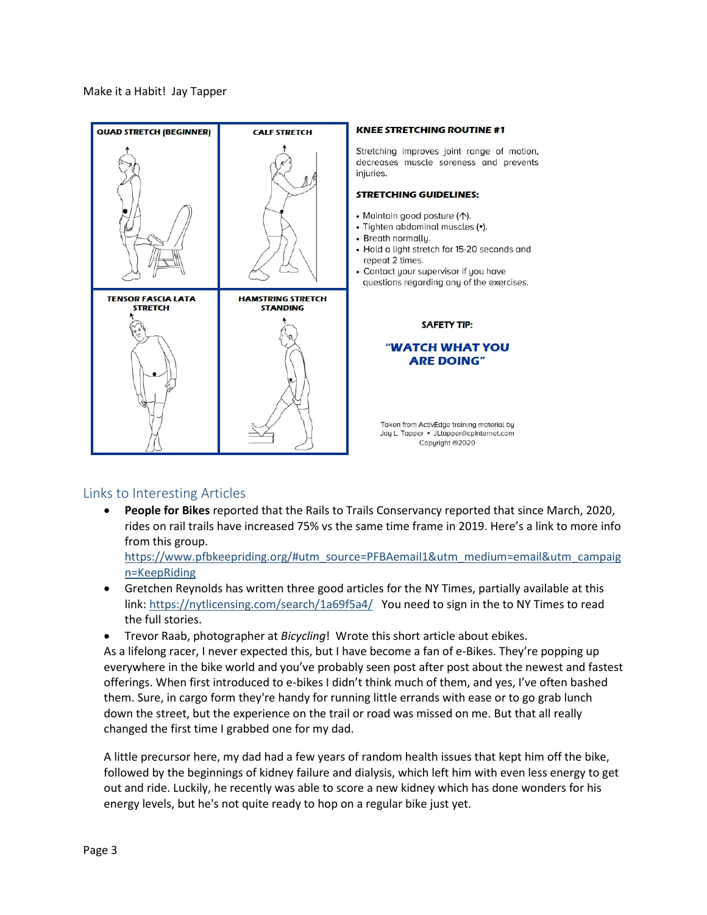Make it a Habit! Jay Tapper

**QUAD STRETCH (BEGINNER)**

**CALF STRETCH**

**TENSOR FASCIA LATA STRETCH**

**HAMSTRING STRETCH STANDING**

**KNEE STRETCHING ROUTINE #1**

Stretching improves joint range of motion, decreases muscle soreness and prevents injuries.

**STRETCHING GUIDELINES:**

- Maintain good posture (↑).
- Tighten abdominal muscles (•).
- Breath normally.
- Hold a light stretch for 15-20 seconds and repeat 2 times.
- Contact your supervisor if you have questions regarding any of the exercises.

**SAFETY TIP:**

**"WATCH WHAT YOU ARE DOING"**

Taken from ActivEdge training material by Jay L. Tapper • JLtapper@cpinternet.com Copyright ©2020

## Links to Interesting Articles

- **People for Bikes** reported that the Rails to Trails Conservancy reported that since March, 2020, rides on rail trails have increased 75% vs the same time frame in 2019. Here's a link to more info from this group. https://www.pfbkeepriding.org/#utm_source=PFBAemail1&utm_medium=email&utm_campaign=KeepRiding
- Gretchen Reynolds has written three good articles for the NY Times, partially available at this link: https://nytlicensing.com/search/1a69f5a4/ You need to sign in the to NY Times to read the full stories.
- Trevor Raab, photographer at *Bicycling*! Wrote this short article about ebikes.

As a lifelong racer, I never expected this, but I have become a fan of e-Bikes. They're popping up everywhere in the bike world and you've probably seen post after post about the newest and fastest offerings. When first introduced to e-bikes I didn't think much of them, and yes, I've often bashed them. Sure, in cargo form they're handy for running little errands with ease or to go grab lunch down the street, but the experience on the trail or road was missed on me. But that all really changed the first time I grabbed one for my dad.

A little precursor here, my dad had a few years of random health issues that kept him off the bike, followed by the beginnings of kidney failure and dialysis, which left him with even less energy to get out and ride. Luckily, he recently was able to score a new kidney which has done wonders for his energy levels, but he's not quite ready to hop on a regular bike just yet.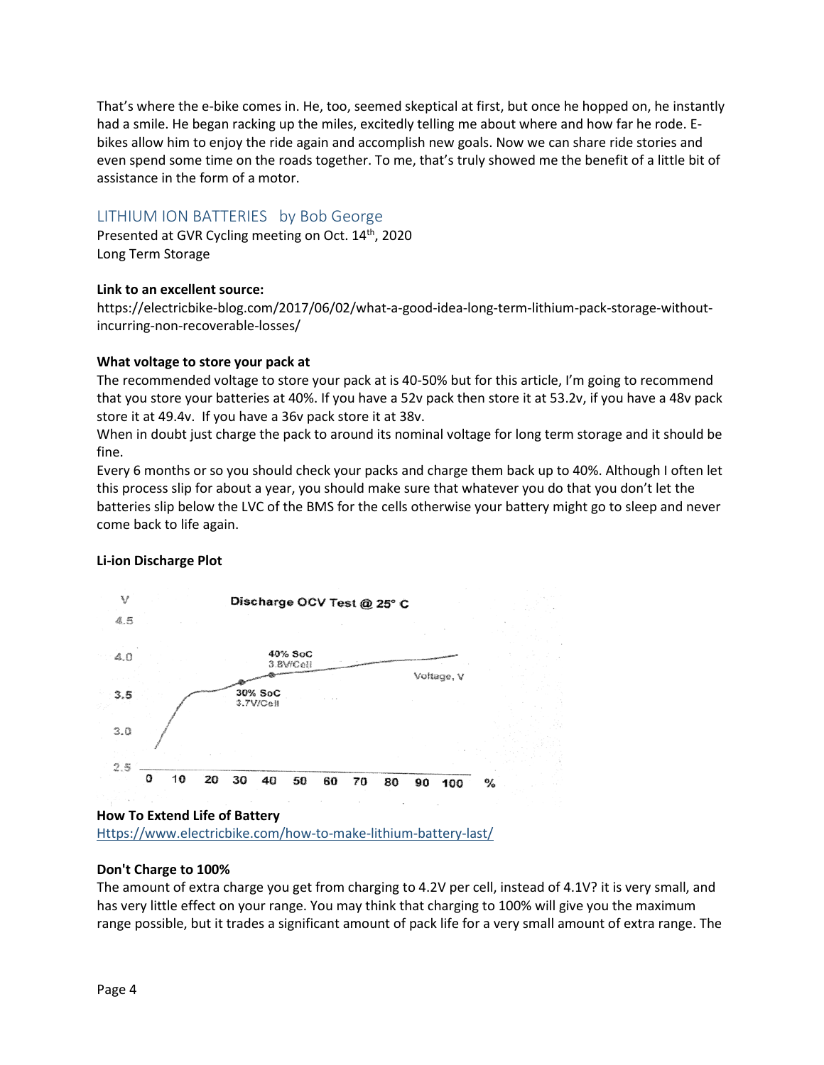That's where the e-bike comes in. He, too, seemed skeptical at first, but once he hopped on, he instantly had a smile. He began racking up the miles, excitedly telling me about where and how far he rode. E-bikes allow him to enjoy the ride again and accomplish new goals. Now we can share ride stories and even spend some time on the roads together. To me, that's truly showed me the benefit of a little bit of assistance in the form of a motor.

## LITHIUM ION BATTERIES by Bob George

Presented at GVR Cycling meeting on Oct. 14th, 2020
Long Term Storage

**Link to an excellent source:**
https://electricbike-blog.com/2017/06/02/what-a-good-idea-long-term-lithium-pack-storage-without-incurring-non-recoverable-losses/

**What voltage to store your pack at**
The recommended voltage to store your pack at is 40-50% but for this article, I'm going to recommend that you store your batteries at 40%. If you have a 52v pack then store it at 53.2v, if you have a 48v pack store it at 49.4v. If you have a 36v pack store it at 38v.
When in doubt just charge the pack to around its nominal voltage for long term storage and it should be fine.
Every 6 months or so you should check your packs and charge them back up to 40%. Although I often let this process slip for about a year, you should make sure that whatever you do that you don't let the batteries slip below the LVC of the BMS for the cells otherwise your battery might go to sleep and never come back to life again.

**Li-ion Discharge Plot**

Discharge OCV Test @ 25° C

(Plot: Voltage, V vs. %; 30% SoC 3.7V/Cell; 40% SoC 3.8V/Cell)

**How To Extend Life of Battery**
Https://www.electricbike.com/how-to-make-lithium-battery-last/

**Don't Charge to 100%**
The amount of extra charge you get from charging to 4.2V per cell, instead of 4.1V? it is very small, and has very little effect on your range. You may think that charging to 100% will give you the maximum range possible, but it trades a significant amount of pack life for a very small amount of extra range. The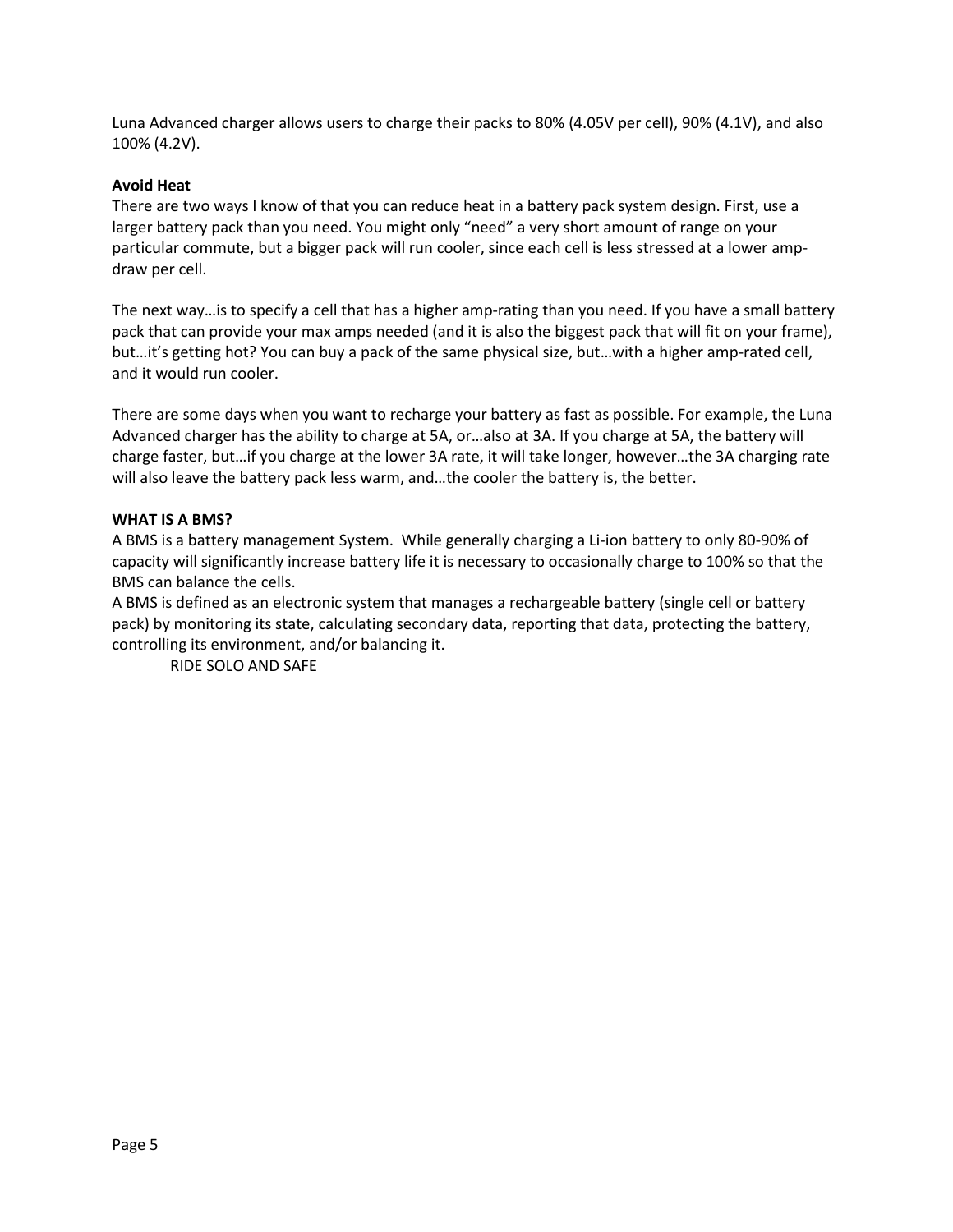Luna Advanced charger allows users to charge their packs to 80% (4.05V per cell), 90% (4.1V), and also 100% (4.2V).

**Avoid Heat**

There are two ways I know of that you can reduce heat in a battery pack system design. First, use a larger battery pack than you need. You might only "need" a very short amount of range on your particular commute, but a bigger pack will run cooler, since each cell is less stressed at a lower amp-draw per cell.

The next way…is to specify a cell that has a higher amp-rating than you need. If you have a small battery pack that can provide your max amps needed (and it is also the biggest pack that will fit on your frame), but…it's getting hot? You can buy a pack of the same physical size, but…with a higher amp-rated cell, and it would run cooler.

There are some days when you want to recharge your battery as fast as possible. For example, the Luna Advanced charger has the ability to charge at 5A, or…also at 3A. If you charge at 5A, the battery will charge faster, but…if you charge at the lower 3A rate, it will take longer, however…the 3A charging rate will also leave the battery pack less warm, and…the cooler the battery is, the better.

**WHAT IS A BMS?**

A BMS is a battery management System. While generally charging a Li-ion battery to only 80-90% of capacity will significantly increase battery life it is necessary to occasionally charge to 100% so that the BMS can balance the cells.

A BMS is defined as an electronic system that manages a rechargeable battery (single cell or battery pack) by monitoring its state, calculating secondary data, reporting that data, protecting the battery, controlling its environment, and/or balancing it.

RIDE SOLO AND SAFE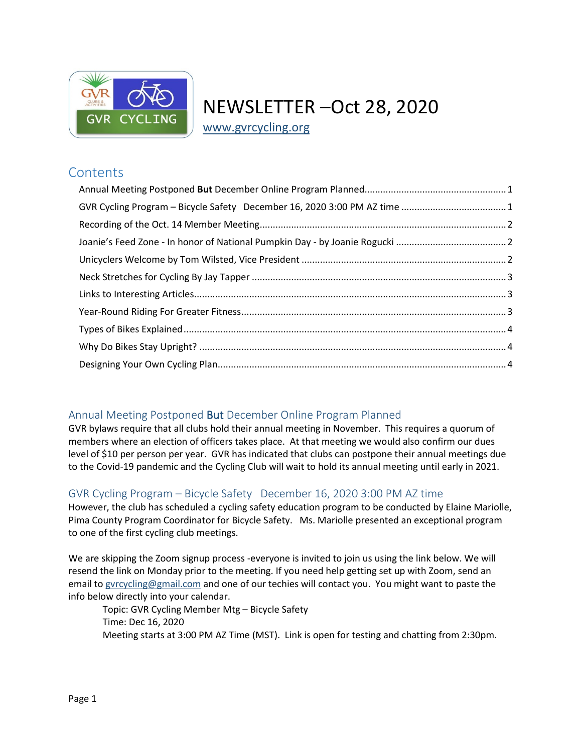# NEWSLETTER –Oct 28, 2020

[www.gvrcycling.org](http://www.gvrcycling.org)

## Contents

- Annual Meeting Postponed **But** December Online Program Planned ..... 1
- GVR Cycling Program – Bicycle Safety   December 16, 2020 3:00 PM AZ time ..... 1
- Recording of the Oct. 14 Member Meeting ..... 2
- Joanie's Feed Zone - In honor of National Pumpkin Day - by Joanie Rogucki ..... 2
- Unicyclers Welcome by Tom Wilsted, Vice President ..... 2
- Neck Stretches for Cycling By Jay Tapper ..... 3
- Links to Interesting Articles ..... 3
- Year-Round Riding For Greater Fitness ..... 3
- Types of Bikes Explained ..... 4
- Why Do Bikes Stay Upright? ..... 4
- Designing Your Own Cycling Plan ..... 4

## Annual Meeting Postponed **But** December Online Program Planned

GVR bylaws require that all clubs hold their annual meeting in November. This requires a quorum of members where an election of officers takes place. At that meeting we would also confirm our dues level of $10 per person per year. GVR has indicated that clubs can postpone their annual meetings due to the Covid-19 pandemic and the Cycling Club will wait to hold its annual meeting until early in 2021.

## GVR Cycling Program – Bicycle Safety   December 16, 2020 3:00 PM AZ time

However, the club has scheduled a cycling safety education program to be conducted by Elaine Mariolle, Pima County Program Coordinator for Bicycle Safety. Ms. Mariolle presented an exceptional program to one of the first cycling club meetings.

We are skipping the Zoom signup process -everyone is invited to join us using the link below. We will resend the link on Monday prior to the meeting. If you need help getting set up with Zoom, send an email to [gvrcycling@gmail.com](mailto:gvrcycling@gmail.com) and one of our techies will contact you. You might want to paste the info below directly into your calendar.

> Topic: GVR Cycling Member Mtg – Bicycle Safety
> Time: Dec 16, 2020
> Meeting starts at 3:00 PM AZ Time (MST). Link is open for testing and chatting from 2:30pm.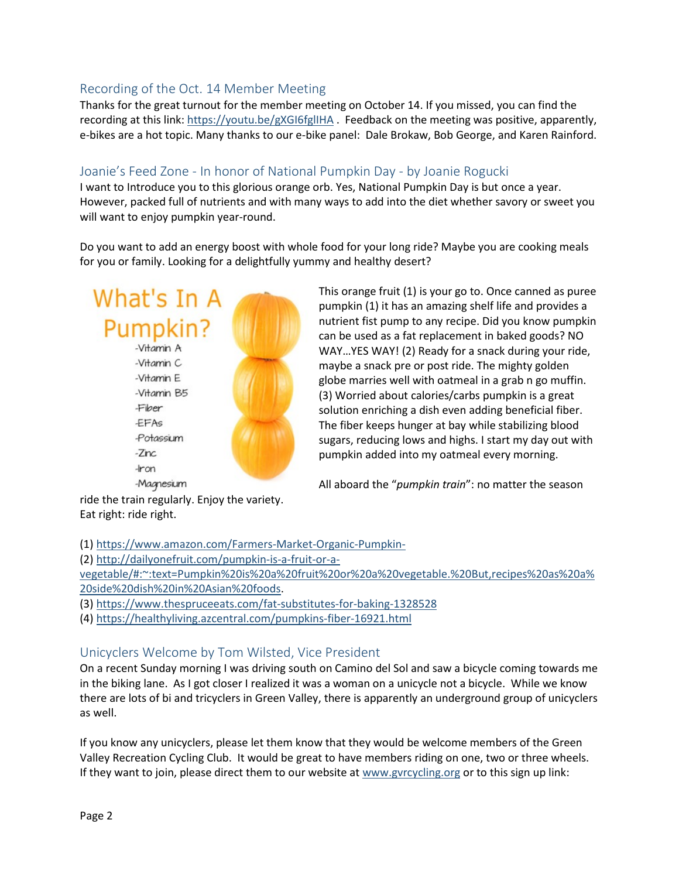## Recording of the Oct. 14 Member Meeting

Thanks for the great turnout for the member meeting on October 14. If you missed, you can find the recording at this link: https://youtu.be/gXGI6fglIHA . Feedback on the meeting was positive, apparently, e-bikes are a hot topic. Many thanks to our e-bike panel: Dale Brokaw, Bob George, and Karen Rainford.

## Joanie's Feed Zone - In honor of National Pumpkin Day - by Joanie Rogucki

I want to Introduce you to this glorious orange orb. Yes, National Pumpkin Day is but once a year. However, packed full of nutrients and with many ways to add into the diet whether savory or sweet you will want to enjoy pumpkin year-round.

Do you want to add an energy boost with whole food for your long ride? Maybe you are cooking meals for you or family. Looking for a delightfully yummy and healthy desert?

**What's In A Pumpkin?**

- -Vitamin A
- -Vitamin C
- -Vitamin E
- -Vitamin B5
- -Fiber
- -EFAs
- -Potassium
- -Zinc
- -Iron
- -Magnesium

This orange fruit (1) is your go to. Once canned as puree pumpkin (1) it has an amazing shelf life and provides a nutrient fist pump to any recipe. Did you know pumpkin can be used as a fat replacement in baked goods? NO WAY…YES WAY! (2) Ready for a snack during your ride, maybe a snack pre or post ride. The mighty golden globe marries well with oatmeal in a grab n go muffin. (3) Worried about calories/carbs pumpkin is a great solution enriching a dish even adding beneficial fiber. The fiber keeps hunger at bay while stabilizing blood sugars, reducing lows and highs. I start my day out with pumpkin added into my oatmeal every morning.

All aboard the "*pumpkin train*": no matter the season ride the train regularly. Enjoy the variety. Eat right: ride right.

(1) https://www.amazon.com/Farmers-Market-Organic-Pumpkin-

(2) http://dailyonefruit.com/pumpkin-is-a-fruit-or-a-vegetable/#:~:text=Pumpkin%20is%20a%20fruit%20or%20a%20vegetable.%20But,recipes%20as%20a%20side%20dish%20in%20Asian%20foods.

(3) https://www.thespruceeats.com/fat-substitutes-for-baking-1328528

(4) https://healthyliving.azcentral.com/pumpkins-fiber-16921.html

## Unicyclers Welcome by Tom Wilsted, Vice President

On a recent Sunday morning I was driving south on Camino del Sol and saw a bicycle coming towards me in the biking lane. As I got closer I realized it was a woman on a unicycle not a bicycle. While we know there are lots of bi and tricyclers in Green Valley, there is apparently an underground group of unicyclers as well.

If you know any unicyclers, please let them know that they would be welcome members of the Green Valley Recreation Cycling Club. It would be great to have members riding on one, two or three wheels. If they want to join, please direct them to our website at www.gvrcycling.org or to this sign up link: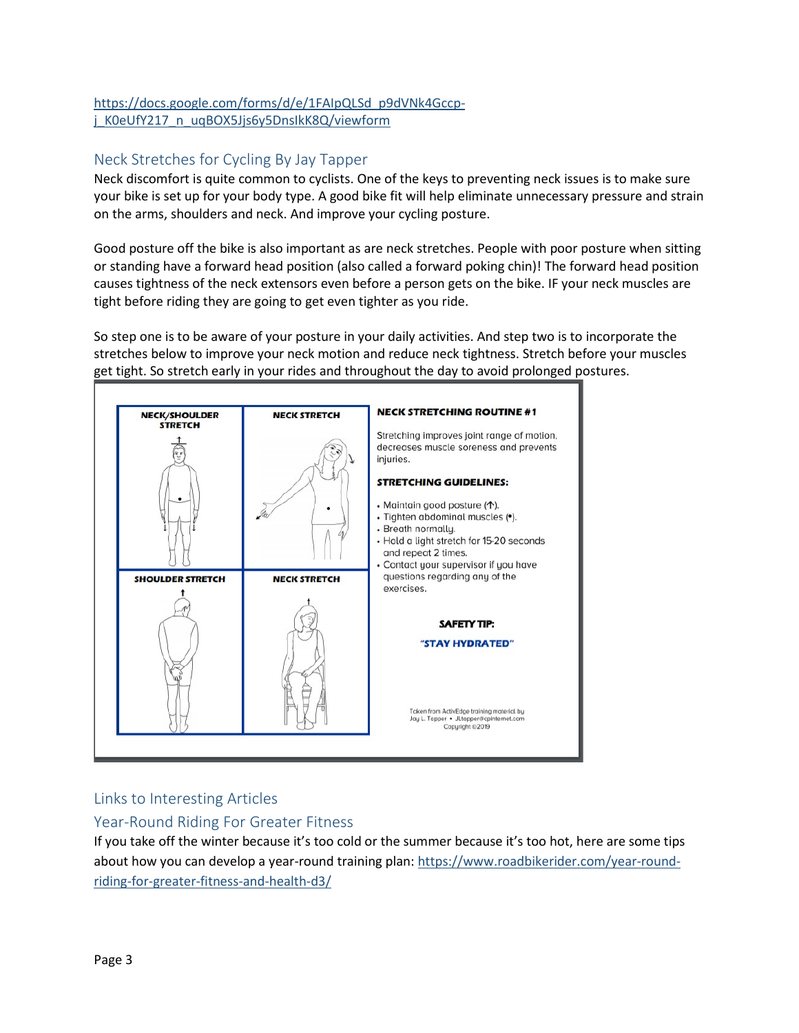https://docs.google.com/forms/d/e/1FAIpQLSd_p9dVNk4Gccp-j_K0eUfY217_n_uqBOX5Jjs6y5DnsIkK8Q/viewform

## Neck Stretches for Cycling By Jay Tapper

Neck discomfort is quite common to cyclists. One of the keys to preventing neck issues is to make sure your bike is set up for your body type. A good bike fit will help eliminate unnecessary pressure and strain on the arms, shoulders and neck. And improve your cycling posture.

Good posture off the bike is also important as are neck stretches. People with poor posture when sitting or standing have a forward head position (also called a forward poking chin)! The forward head position causes tightness of the neck extensors even before a person gets on the bike. IF your neck muscles are tight before riding they are going to get even tighter as you ride.

So step one is to be aware of your posture in your daily activities. And step two is to incorporate the stretches below to improve your neck motion and reduce neck tightness. Stretch before your muscles get tight. So stretch early in your rides and throughout the day to avoid prolonged postures.

| NECK/SHOULDER STRETCH | NECK STRETCH |
| --- | --- |
| **SHOULDER STRETCH** | **NECK STRETCH** |

**NECK STRETCHING ROUTINE #1**

Stretching improves joint range of motion, decreases muscle soreness and prevents injuries.

**STRETCHING GUIDELINES:**

- Maintain good posture (↑).
- Tighten abdominal muscles (•).
- Breath normally.
- Hold a light stretch for 15-20 seconds and repeat 2 times.
- Contact your supervisor if you have questions regarding any of the exercises.

**SAFETY TIP:**

**"STAY HYDRATED"**

Taken from ActivEdge training material by Jay L. Tapper • JLtapper@cpinternet.com Copyright ©2019

## Links to Interesting Articles

## Year-Round Riding For Greater Fitness

If you take off the winter because it's too cold or the summer because it's too hot, here are some tips about how you can develop a year-round training plan: https://www.roadbikerider.com/year-round-riding-for-greater-fitness-and-health-d3/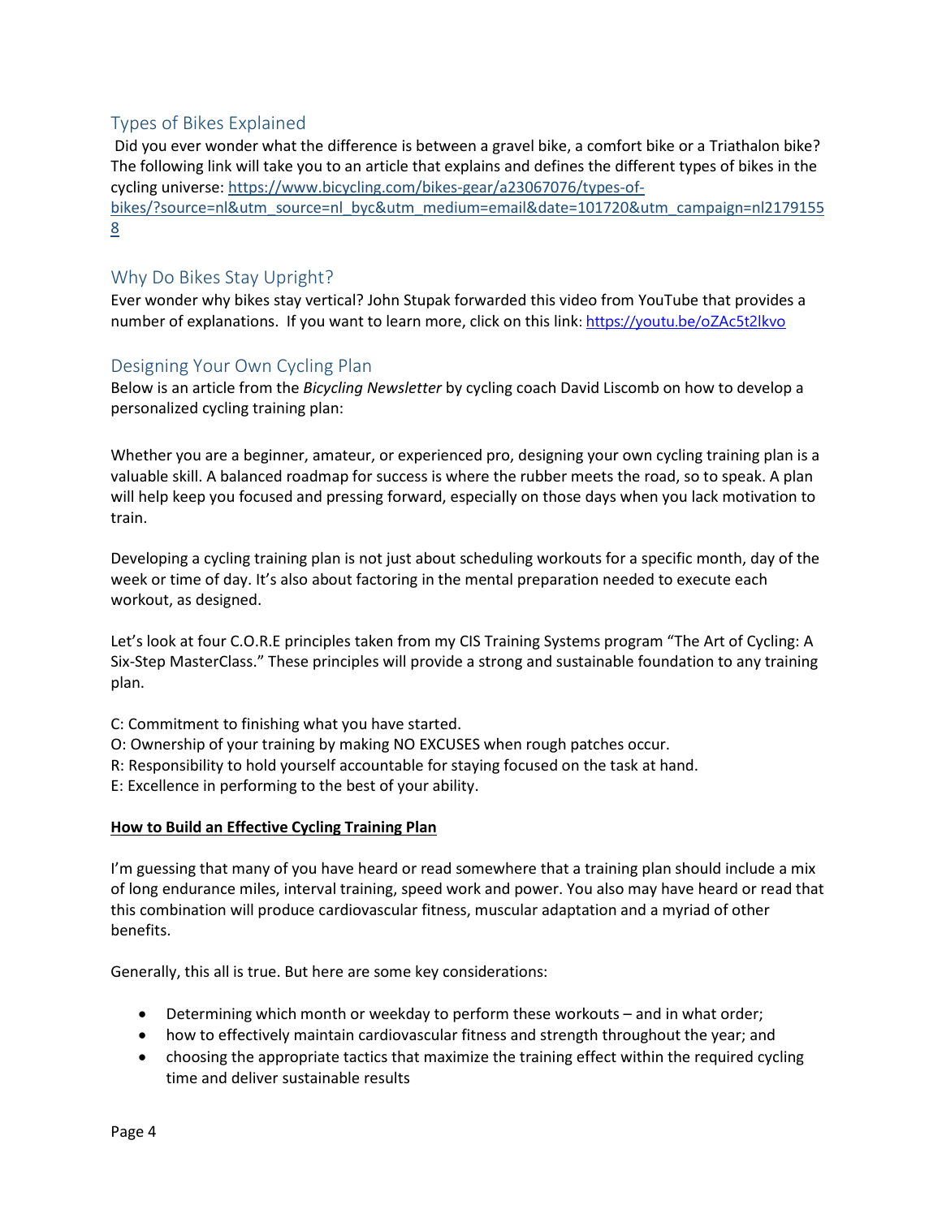## Types of Bikes Explained

Did you ever wonder what the difference is between a gravel bike, a comfort bike or a Triathalon bike? The following link will take you to an article that explains and defines the different types of bikes in the cycling universe: https://www.bicycling.com/bikes-gear/a23067076/types-of-bikes/?source=nl&utm_source=nl_byc&utm_medium=email&date=101720&utm_campaign=nl21791558

## Why Do Bikes Stay Upright?

Ever wonder why bikes stay vertical? John Stupak forwarded this video from YouTube that provides a number of explanations. If you want to learn more, click on this link: https://youtu.be/oZAc5t2lkvo

## Designing Your Own Cycling Plan

Below is an article from the *Bicycling Newsletter* by cycling coach David Liscomb on how to develop a personalized cycling training plan:

Whether you are a beginner, amateur, or experienced pro, designing your own cycling training plan is a valuable skill. A balanced roadmap for success is where the rubber meets the road, so to speak. A plan will help keep you focused and pressing forward, especially on those days when you lack motivation to train.

Developing a cycling training plan is not just about scheduling workouts for a specific month, day of the week or time of day. It's also about factoring in the mental preparation needed to execute each workout, as designed.

Let's look at four C.O.R.E principles taken from my CIS Training Systems program "The Art of Cycling: A Six-Step MasterClass." These principles will provide a strong and sustainable foundation to any training plan.

C: Commitment to finishing what you have started.
O: Ownership of your training by making NO EXCUSES when rough patches occur.
R: Responsibility to hold yourself accountable for staying focused on the task at hand.
E: Excellence in performing to the best of your ability.

**How to Build an Effective Cycling Training Plan**

I'm guessing that many of you have heard or read somewhere that a training plan should include a mix of long endurance miles, interval training, speed work and power. You also may have heard or read that this combination will produce cardiovascular fitness, muscular adaptation and a myriad of other benefits.

Generally, this all is true. But here are some key considerations:

- Determining which month or weekday to perform these workouts – and in what order;
- how to effectively maintain cardiovascular fitness and strength throughout the year; and
- choosing the appropriate tactics that maximize the training effect within the required cycling time and deliver sustainable results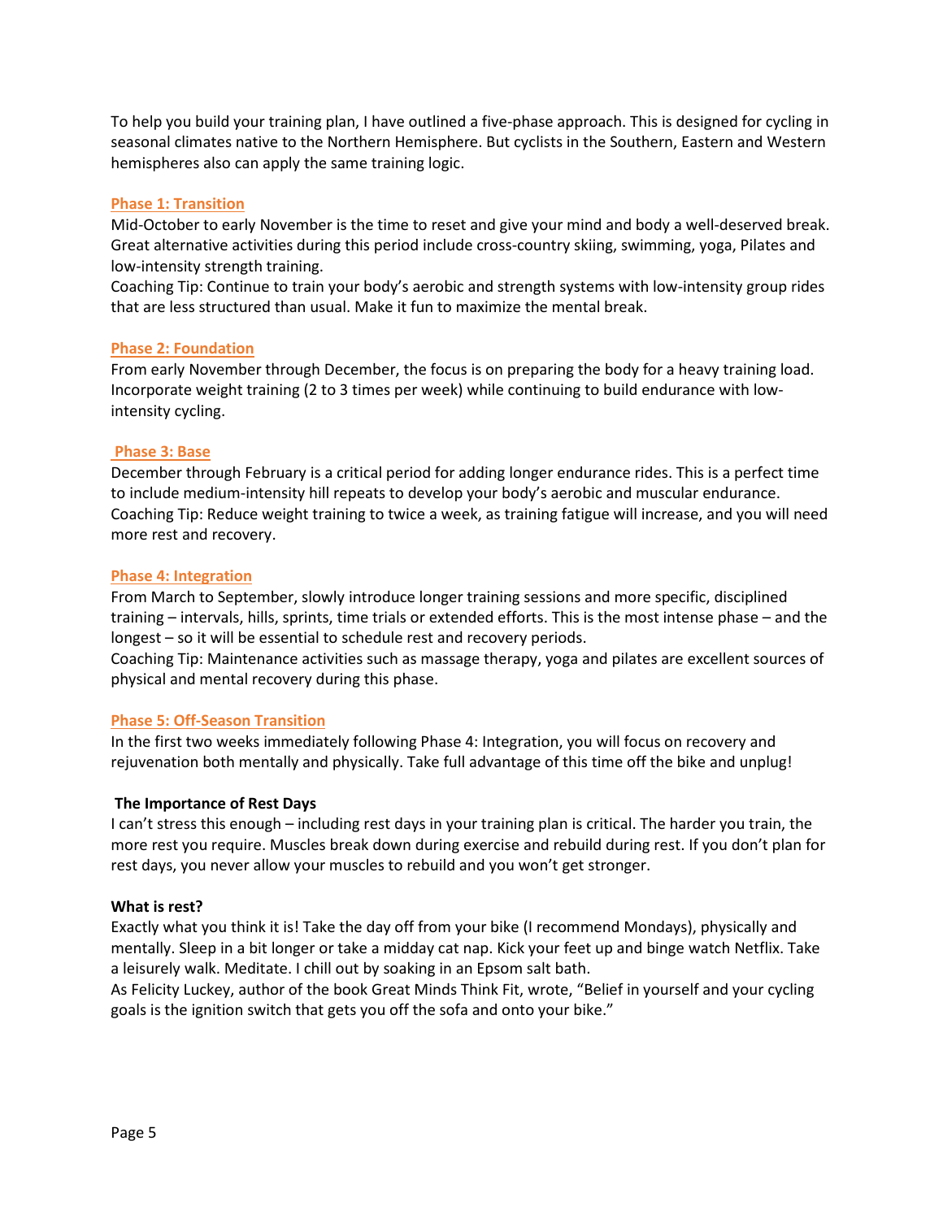To help you build your training plan, I have outlined a five-phase approach. This is designed for cycling in seasonal climates native to the Northern Hemisphere. But cyclists in the Southern, Eastern and Western hemispheres also can apply the same training logic.

### Phase 1: Transition

Mid-October to early November is the time to reset and give your mind and body a well-deserved break. Great alternative activities during this period include cross-country skiing, swimming, yoga, Pilates and low-intensity strength training.

Coaching Tip: Continue to train your body's aerobic and strength systems with low-intensity group rides that are less structured than usual. Make it fun to maximize the mental break.

### Phase 2: Foundation

From early November through December, the focus is on preparing the body for a heavy training load. Incorporate weight training (2 to 3 times per week) while continuing to build endurance with low-intensity cycling.

### Phase 3: Base

December through February is a critical period for adding longer endurance rides. This is a perfect time to include medium-intensity hill repeats to develop your body's aerobic and muscular endurance.

Coaching Tip: Reduce weight training to twice a week, as training fatigue will increase, and you will need more rest and recovery.

### Phase 4: Integration

From March to September, slowly introduce longer training sessions and more specific, disciplined training – intervals, hills, sprints, time trials or extended efforts. This is the most intense phase – and the longest – so it will be essential to schedule rest and recovery periods.

Coaching Tip: Maintenance activities such as massage therapy, yoga and pilates are excellent sources of physical and mental recovery during this phase.

### Phase 5: Off-Season Transition

In the first two weeks immediately following Phase 4: Integration, you will focus on recovery and rejuvenation both mentally and physically. Take full advantage of this time off the bike and unplug!

**The Importance of Rest Days**

I can't stress this enough – including rest days in your training plan is critical. The harder you train, the more rest you require. Muscles break down during exercise and rebuild during rest. If you don't plan for rest days, you never allow your muscles to rebuild and you won't get stronger.

**What is rest?**

Exactly what you think it is! Take the day off from your bike (I recommend Mondays), physically and mentally. Sleep in a bit longer or take a midday cat nap. Kick your feet up and binge watch Netflix. Take a leisurely walk. Meditate. I chill out by soaking in an Epsom salt bath.

As Felicity Luckey, author of the book Great Minds Think Fit, wrote, "Belief in yourself and your cycling goals is the ignition switch that gets you off the sofa and onto your bike."